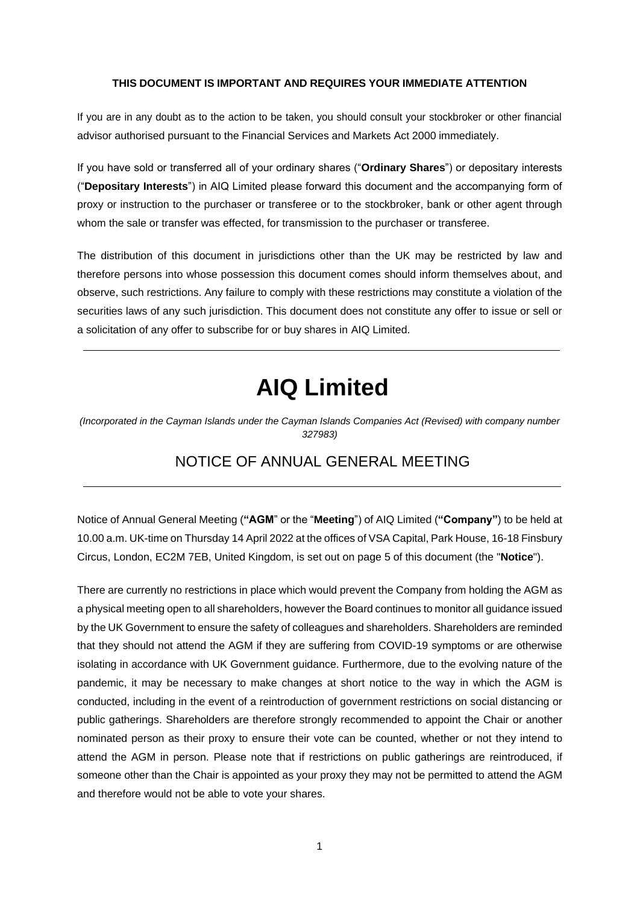**THIS DOCUMENT IS IMPORTANT AND REQUIRES YOUR IMMEDIATE ATTENTION**

If you are in any doubt as to the action to be taken, you should consult your stockbroker or other financial advisor authorised pursuant to the Financial Services and Markets Act 2000 immediately.

If you have sold or transferred all of your ordinary shares ("**Ordinary Shares**") or depositary interests ("**Depositary Interests**") in AIQ Limited please forward this document and the accompanying form of proxy or instruction to the purchaser or transferee or to the stockbroker, bank or other agent through whom the sale or transfer was effected, for transmission to the purchaser or transferee.

The distribution of this document in jurisdictions other than the UK may be restricted by law and therefore persons into whose possession this document comes should inform themselves about, and observe, such restrictions. Any failure to comply with these restrictions may constitute a violation of the securities laws of any such jurisdiction. This document does not constitute any offer to issue or sell or a solicitation of any offer to subscribe for or buy shares in AIQ Limited.

---

# AIQ Limited

*(Incorporated in the Cayman Islands under the Cayman Islands Companies Act (Revised) with company number 327983)*

## NOTICE OF ANNUAL GENERAL MEETING

---

Notice of Annual General Meeting (**"AGM"** or the "**Meeting**") of AIQ Limited (**"Company"**) to be held at 10.00 a.m. UK-time on Thursday 14 April 2022 at the offices of VSA Capital, Park House, 16-18 Finsbury Circus, London, EC2M 7EB, United Kingdom, is set out on page 5 of this document (the "**Notice**").

There are currently no restrictions in place which would prevent the Company from holding the AGM as a physical meeting open to all shareholders, however the Board continues to monitor all guidance issued by the UK Government to ensure the safety of colleagues and shareholders. Shareholders are reminded that they should not attend the AGM if they are suffering from COVID-19 symptoms or are otherwise isolating in accordance with UK Government guidance. Furthermore, due to the evolving nature of the pandemic, it may be necessary to make changes at short notice to the way in which the AGM is conducted, including in the event of a reintroduction of government restrictions on social distancing or public gatherings. Shareholders are therefore strongly recommended to appoint the Chair or another nominated person as their proxy to ensure their vote can be counted, whether or not they intend to attend the AGM in person. Please note that if restrictions on public gatherings are reintroduced, if someone other than the Chair is appointed as your proxy they may not be permitted to attend the AGM and therefore would not be able to vote your shares.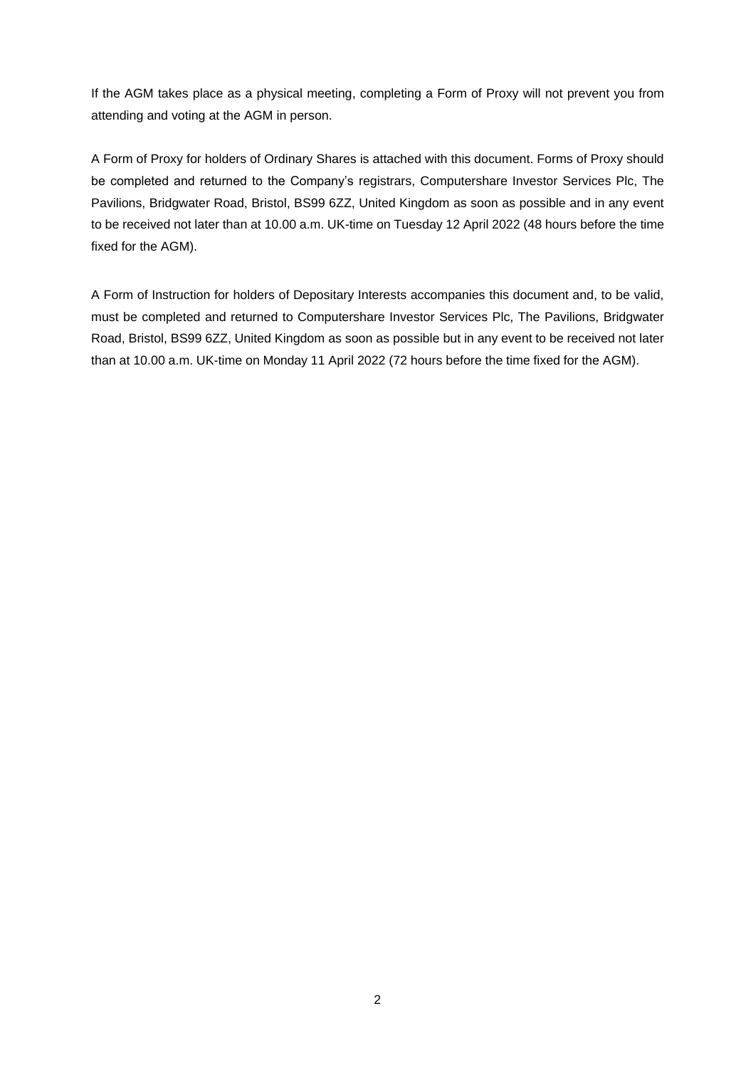If the AGM takes place as a physical meeting, completing a Form of Proxy will not prevent you from attending and voting at the AGM in person.

A Form of Proxy for holders of Ordinary Shares is attached with this document. Forms of Proxy should be completed and returned to the Company's registrars, Computershare Investor Services Plc, The Pavilions, Bridgwater Road, Bristol, BS99 6ZZ, United Kingdom as soon as possible and in any event to be received not later than at 10.00 a.m. UK-time on Tuesday 12 April 2022 (48 hours before the time fixed for the AGM).

A Form of Instruction for holders of Depositary Interests accompanies this document and, to be valid, must be completed and returned to Computershare Investor Services Plc, The Pavilions, Bridgwater Road, Bristol, BS99 6ZZ, United Kingdom as soon as possible but in any event to be received not later than at 10.00 a.m. UK-time on Monday 11 April 2022 (72 hours before the time fixed for the AGM).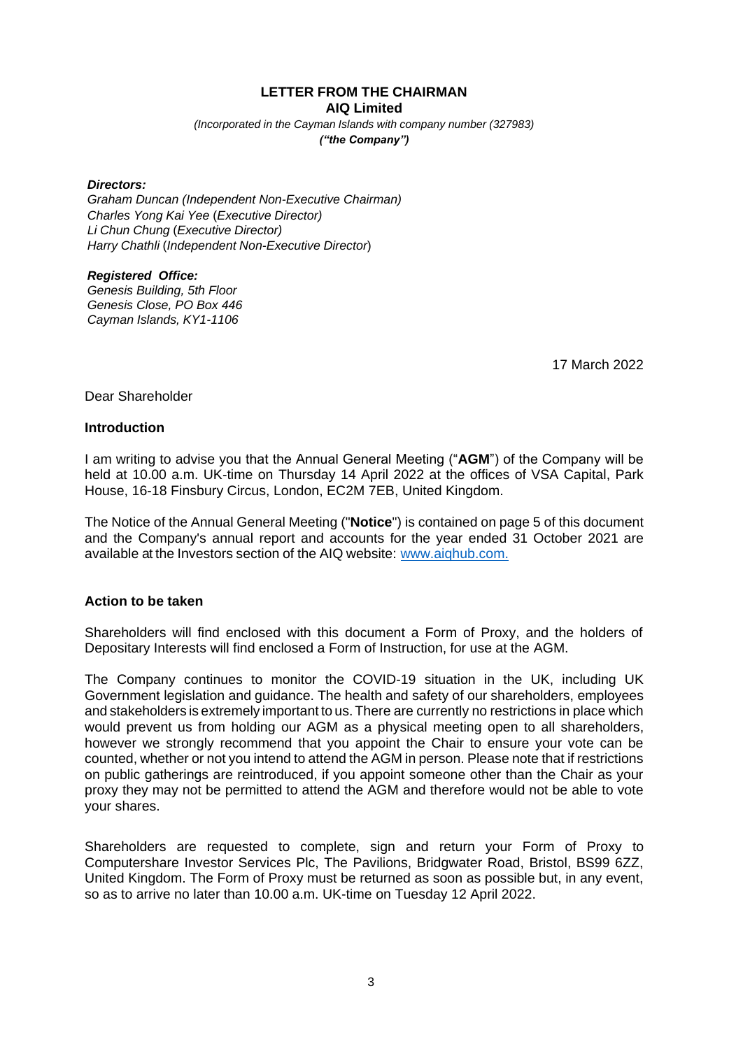# LETTER FROM THE CHAIRMAN

## AIQ Limited

*(Incorporated in the Cayman Islands with company number (327983)*
***("the Company")***

***Directors:***
*Graham Duncan (Independent Non-Executive Chairman)*
*Charles Yong Kai Yee (Executive Director)*
*Li Chun Chung (Executive Director)*
*Harry Chathli (Independent Non-Executive Director)*

***Registered Office:***
*Genesis Building, 5th Floor*
*Genesis Close, PO Box 446*
*Cayman Islands, KY1-1106*

17 March 2022

Dear Shareholder

**Introduction**

I am writing to advise you that the Annual General Meeting ("**AGM**") of the Company will be held at 10.00 a.m. UK-time on Thursday 14 April 2022 at the offices of VSA Capital, Park House, 16-18 Finsbury Circus, London, EC2M 7EB, United Kingdom.

The Notice of the Annual General Meeting ("**Notice**") is contained on page 5 of this document and the Company's annual report and accounts for the year ended 31 October 2021 are available at the Investors section of the AIQ website: www.aiqhub.com.

**Action to be taken**

Shareholders will find enclosed with this document a Form of Proxy, and the holders of Depositary Interests will find enclosed a Form of Instruction, for use at the AGM.

The Company continues to monitor the COVID-19 situation in the UK, including UK Government legislation and guidance. The health and safety of our shareholders, employees and stakeholders is extremely important to us. There are currently no restrictions in place which would prevent us from holding our AGM as a physical meeting open to all shareholders, however we strongly recommend that you appoint the Chair to ensure your vote can be counted, whether or not you intend to attend the AGM in person. Please note that if restrictions on public gatherings are reintroduced, if you appoint someone other than the Chair as your proxy they may not be permitted to attend the AGM and therefore would not be able to vote your shares.

Shareholders are requested to complete, sign and return your Form of Proxy to Computershare Investor Services Plc, The Pavilions, Bridgwater Road, Bristol, BS99 6ZZ, United Kingdom. The Form of Proxy must be returned as soon as possible but, in any event, so as to arrive no later than 10.00 a.m. UK-time on Tuesday 12 April 2022.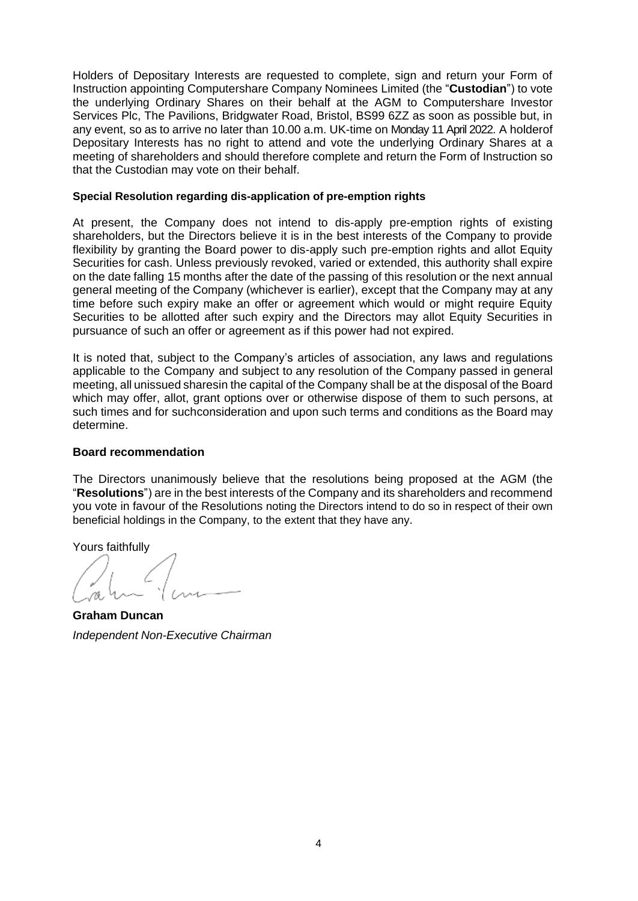Holders of Depositary Interests are requested to complete, sign and return your Form of Instruction appointing Computershare Company Nominees Limited (the "**Custodian**") to vote the underlying Ordinary Shares on their behalf at the AGM to Computershare Investor Services Plc, The Pavilions, Bridgwater Road, Bristol, BS99 6ZZ as soon as possible but, in any event, so as to arrive no later than 10.00 a.m. UK-time on Monday 11 April 2022. A holderof Depositary Interests has no right to attend and vote the underlying Ordinary Shares at a meeting of shareholders and should therefore complete and return the Form of Instruction so that the Custodian may vote on their behalf.

**Special Resolution regarding dis-application of pre-emption rights**

At present, the Company does not intend to dis-apply pre-emption rights of existing shareholders, but the Directors believe it is in the best interests of the Company to provide flexibility by granting the Board power to dis-apply such pre-emption rights and allot Equity Securities for cash. Unless previously revoked, varied or extended, this authority shall expire on the date falling 15 months after the date of the passing of this resolution or the next annual general meeting of the Company (whichever is earlier), except that the Company may at any time before such expiry make an offer or agreement which would or might require Equity Securities to be allotted after such expiry and the Directors may allot Equity Securities in pursuance of such an offer or agreement as if this power had not expired.

It is noted that, subject to the Company's articles of association, any laws and regulations applicable to the Company and subject to any resolution of the Company passed in general meeting, all unissued sharesin the capital of the Company shall be at the disposal of the Board which may offer, allot, grant options over or otherwise dispose of them to such persons, at such times and for suchconsideration and upon such terms and conditions as the Board may determine.

**Board recommendation**

The Directors unanimously believe that the resolutions being proposed at the AGM (the "**Resolutions**") are in the best interests of the Company and its shareholders and recommend you vote in favour of the Resolutions noting the Directors intend to do so in respect of their own beneficial holdings in the Company, to the extent that they have any.

Yours faithfully

**Graham Duncan**

*Independent Non-Executive Chairman*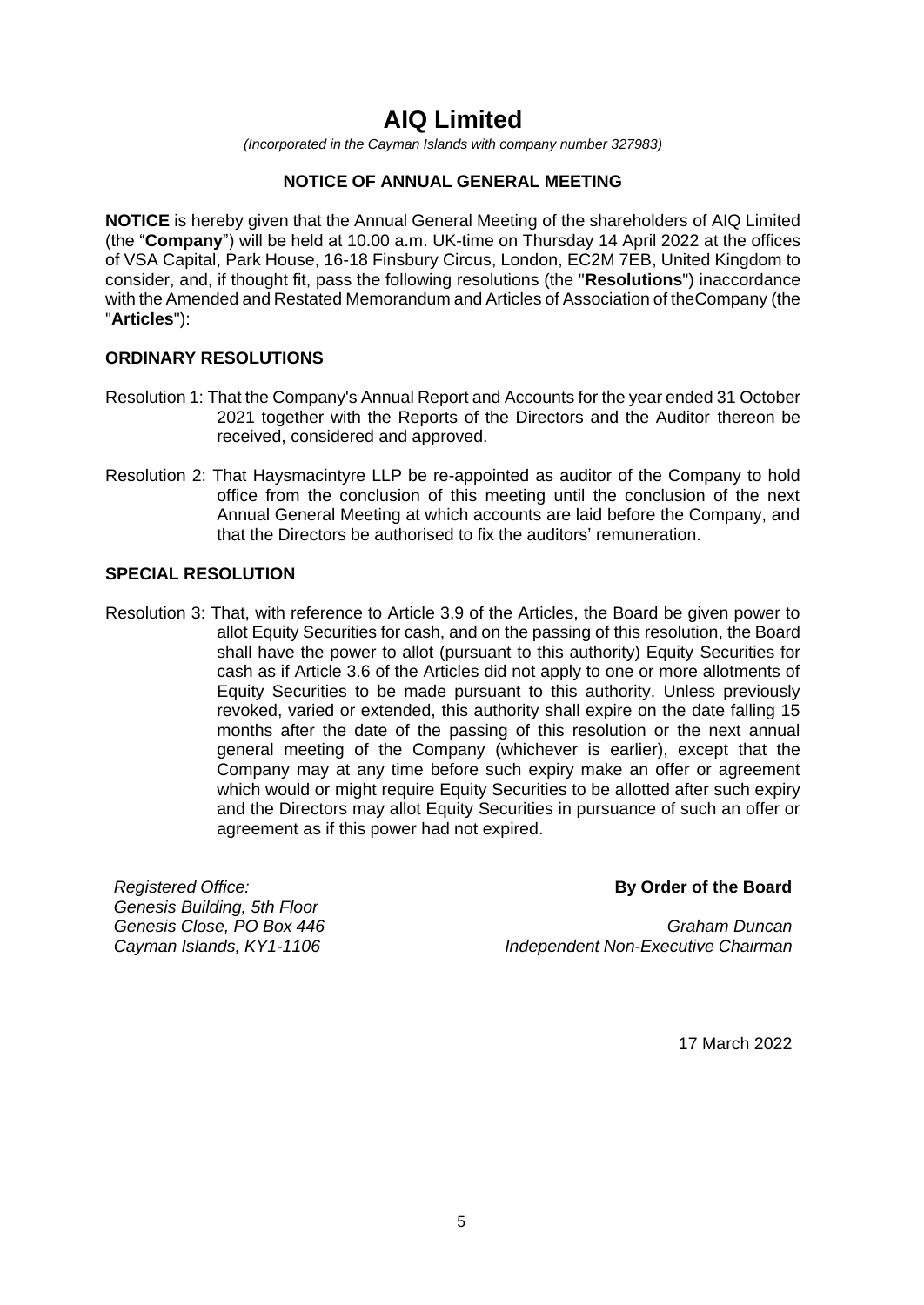# AIQ Limited

*(Incorporated in the Cayman Islands with company number 327983)*

## NOTICE OF ANNUAL GENERAL MEETING

**NOTICE** is hereby given that the Annual General Meeting of the shareholders of AIQ Limited (the "**Company**") will be held at 10.00 a.m. UK-time on Thursday 14 April 2022 at the offices of VSA Capital, Park House, 16-18 Finsbury Circus, London, EC2M 7EB, United Kingdom to consider, and, if thought fit, pass the following resolutions (the "**Resolutions**") inaccordance with the Amended and Restated Memorandum and Articles of Association of theCompany (the "**Articles**"):

### ORDINARY RESOLUTIONS

Resolution 1: That the Company's Annual Report and Accounts for the year ended 31 October 2021 together with the Reports of the Directors and the Auditor thereon be received, considered and approved.

Resolution 2: That Haysmacintyre LLP be re-appointed as auditor of the Company to hold office from the conclusion of this meeting until the conclusion of the next Annual General Meeting at which accounts are laid before the Company, and that the Directors be authorised to fix the auditors' remuneration.

### SPECIAL RESOLUTION

Resolution 3: That, with reference to Article 3.9 of the Articles, the Board be given power to allot Equity Securities for cash, and on the passing of this resolution, the Board shall have the power to allot (pursuant to this authority) Equity Securities for cash as if Article 3.6 of the Articles did not apply to one or more allotments of Equity Securities to be made pursuant to this authority. Unless previously revoked, varied or extended, this authority shall expire on the date falling 15 months after the date of the passing of this resolution or the next annual general meeting of the Company (whichever is earlier), except that the Company may at any time before such expiry make an offer or agreement which would or might require Equity Securities to be allotted after such expiry and the Directors may allot Equity Securities in pursuance of such an offer or agreement as if this power had not expired.

*Registered Office:*
*Genesis Building, 5th Floor*
*Genesis Close, PO Box 446*
*Cayman Islands, KY1-1106*

**By Order of the Board**

*Graham Duncan*
*Independent Non-Executive Chairman*

17 March 2022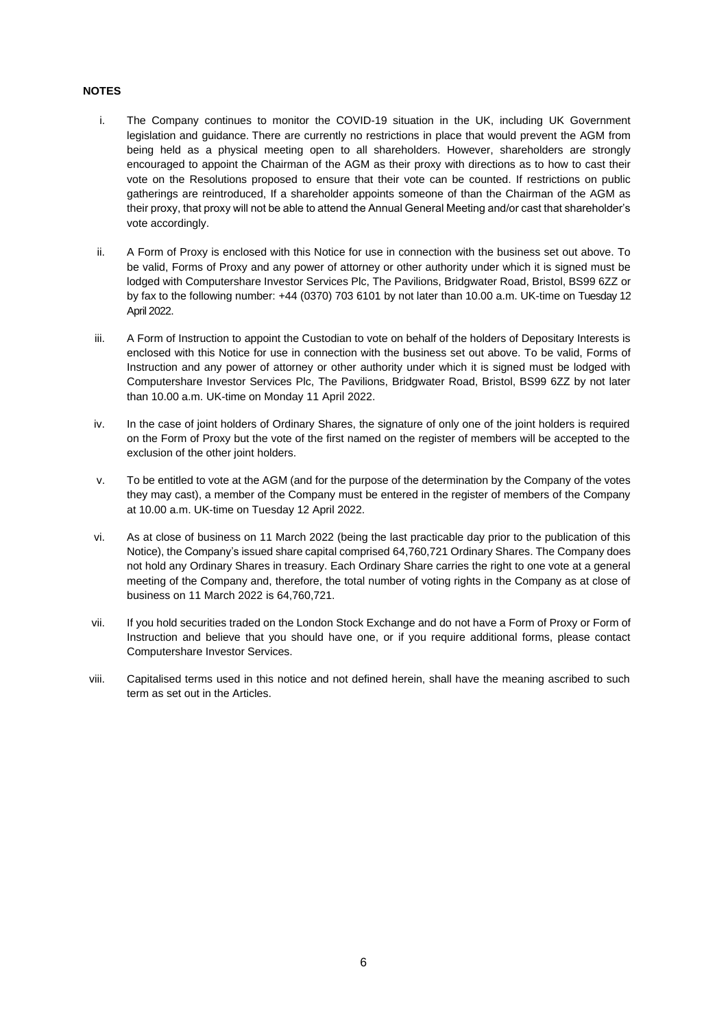**NOTES**

i. The Company continues to monitor the COVID-19 situation in the UK, including UK Government legislation and guidance. There are currently no restrictions in place that would prevent the AGM from being held as a physical meeting open to all shareholders. However, shareholders are strongly encouraged to appoint the Chairman of the AGM as their proxy with directions as to how to cast their vote on the Resolutions proposed to ensure that their vote can be counted. If restrictions on public gatherings are reintroduced, If a shareholder appoints someone of than the Chairman of the AGM as their proxy, that proxy will not be able to attend the Annual General Meeting and/or cast that shareholder's vote accordingly.

ii. A Form of Proxy is enclosed with this Notice for use in connection with the business set out above. To be valid, Forms of Proxy and any power of attorney or other authority under which it is signed must be lodged with Computershare Investor Services Plc, The Pavilions, Bridgwater Road, Bristol, BS99 6ZZ or by fax to the following number: +44 (0370) 703 6101 by not later than 10.00 a.m. UK-time on Tuesday 12 April 2022.

iii. A Form of Instruction to appoint the Custodian to vote on behalf of the holders of Depositary Interests is enclosed with this Notice for use in connection with the business set out above. To be valid, Forms of Instruction and any power of attorney or other authority under which it is signed must be lodged with Computershare Investor Services Plc, The Pavilions, Bridgwater Road, Bristol, BS99 6ZZ by not later than 10.00 a.m. UK-time on Monday 11 April 2022.

iv. In the case of joint holders of Ordinary Shares, the signature of only one of the joint holders is required on the Form of Proxy but the vote of the first named on the register of members will be accepted to the exclusion of the other joint holders.

v. To be entitled to vote at the AGM (and for the purpose of the determination by the Company of the votes they may cast), a member of the Company must be entered in the register of members of the Company at 10.00 a.m. UK-time on Tuesday 12 April 2022.

vi. As at close of business on 11 March 2022 (being the last practicable day prior to the publication of this Notice), the Company's issued share capital comprised 64,760,721 Ordinary Shares. The Company does not hold any Ordinary Shares in treasury. Each Ordinary Share carries the right to one vote at a general meeting of the Company and, therefore, the total number of voting rights in the Company as at close of business on 11 March 2022 is 64,760,721.

vii. If you hold securities traded on the London Stock Exchange and do not have a Form of Proxy or Form of Instruction and believe that you should have one, or if you require additional forms, please contact Computershare Investor Services.

viii. Capitalised terms used in this notice and not defined herein, shall have the meaning ascribed to such term as set out in the Articles.